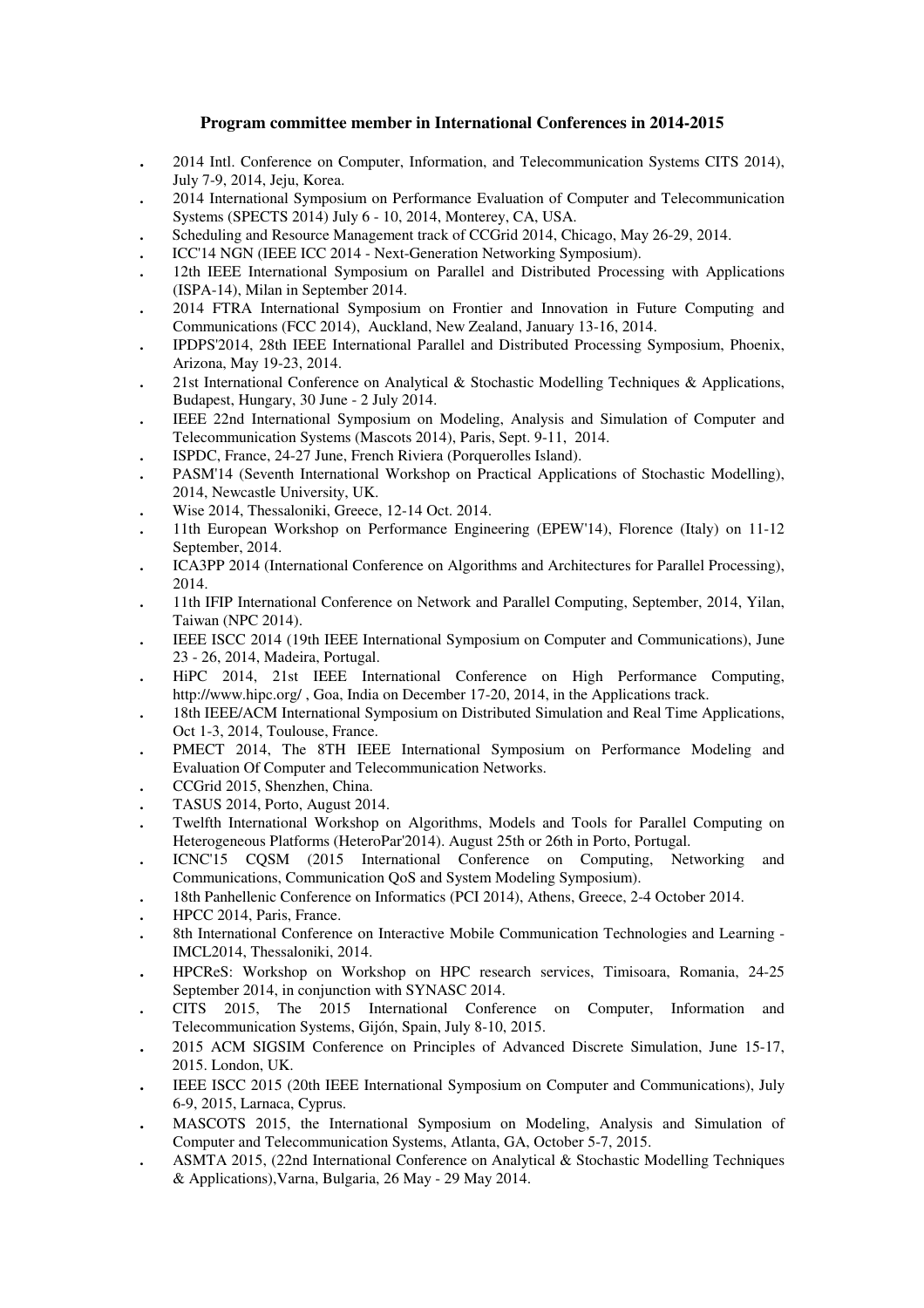**Program committee member in International Conferences in 2014-2015**

- 2014 Intl. Conference on Computer, Information, and Telecommunication Systems CITS 2014), July 7-9, 2014, Jeju, Korea.
- 2014 International Symposium on Performance Evaluation of Computer and Telecommunication Systems (SPECTS 2014) July 6 - 10, 2014, Monterey, CA, USA.
- Scheduling and Resource Management track of CCGrid 2014, Chicago, May 26-29, 2014.
- ICC'14 NGN (IEEE ICC 2014 - Next-Generation Networking Symposium).
- 12th IEEE International Symposium on Parallel and Distributed Processing with Applications (ISPA-14), Milan in September 2014.
- 2014 FTRA International Symposium on Frontier and Innovation in Future Computing and Communications (FCC 2014), Auckland, New Zealand, January 13-16, 2014.
- IPDPS'2014, 28th IEEE International Parallel and Distributed Processing Symposium, Phoenix, Arizona, May 19-23, 2014.
- 21st International Conference on Analytical & Stochastic Modelling Techniques & Applications, Budapest, Hungary, 30 June - 2 July 2014.
- IEEE 22nd International Symposium on Modeling, Analysis and Simulation of Computer and Telecommunication Systems (Mascots 2014), Paris, Sept. 9-11, 2014.
- ISPDC, France, 24-27 June, French Riviera (Porquerolles Island).
- PASM'14 (Seventh International Workshop on Practical Applications of Stochastic Modelling), 2014, Newcastle University, UK.
- Wise 2014, Thessaloniki, Greece, 12-14 Oct. 2014.
- 11th European Workshop on Performance Engineering (EPEW'14), Florence (Italy) on 11-12 September, 2014.
- ICA3PP 2014 (International Conference on Algorithms and Architectures for Parallel Processing), 2014.
- 11th IFIP International Conference on Network and Parallel Computing, September, 2014, Yilan, Taiwan (NPC 2014).
- IEEE ISCC 2014 (19th IEEE International Symposium on Computer and Communications), June 23 - 26, 2014, Madeira, Portugal.
- HiPC 2014, 21st IEEE International Conference on High Performance Computing, http://www.hipc.org/ , Goa, India on December 17-20, 2014, in the Applications track.
- 18th IEEE/ACM International Symposium on Distributed Simulation and Real Time Applications, Oct 1-3, 2014, Toulouse, France.
- PMECT 2014, The 8TH IEEE International Symposium on Performance Modeling and Evaluation Of Computer and Telecommunication Networks.
- CCGrid 2015, Shenzhen, China.
- TASUS 2014, Porto, August 2014.
- Twelfth International Workshop on Algorithms, Models and Tools for Parallel Computing on Heterogeneous Platforms (HeteroPar'2014). August 25th or 26th in Porto, Portugal.
- ICNC'15 CQSM (2015 International Conference on Computing, Networking and Communications, Communication QoS and System Modeling Symposium).
- 18th Panhellenic Conference on Informatics (PCI 2014), Athens, Greece, 2-4 October 2014.
- HPCC 2014, Paris, France.
- 8th International Conference on Interactive Mobile Communication Technologies and Learning - IMCL2014, Thessaloniki, 2014.
- HPCReS: Workshop on Workshop on HPC research services, Timisoara, Romania, 24-25 September 2014, in conjunction with SYNASC 2014.
- CITS 2015, The 2015 International Conference on Computer, Information and Telecommunication Systems, Gijón, Spain, July 8-10, 2015.
- 2015 ACM SIGSIM Conference on Principles of Advanced Discrete Simulation, June 15-17, 2015. London, UK.
- IEEE ISCC 2015 (20th IEEE International Symposium on Computer and Communications), July 6-9, 2015, Larnaca, Cyprus.
- MASCOTS 2015, the International Symposium on Modeling, Analysis and Simulation of Computer and Telecommunication Systems, Atlanta, GA, October 5-7, 2015.
- ASMTA 2015, (22nd International Conference on Analytical & Stochastic Modelling Techniques & Applications),Varna, Bulgaria, 26 May - 29 May 2014.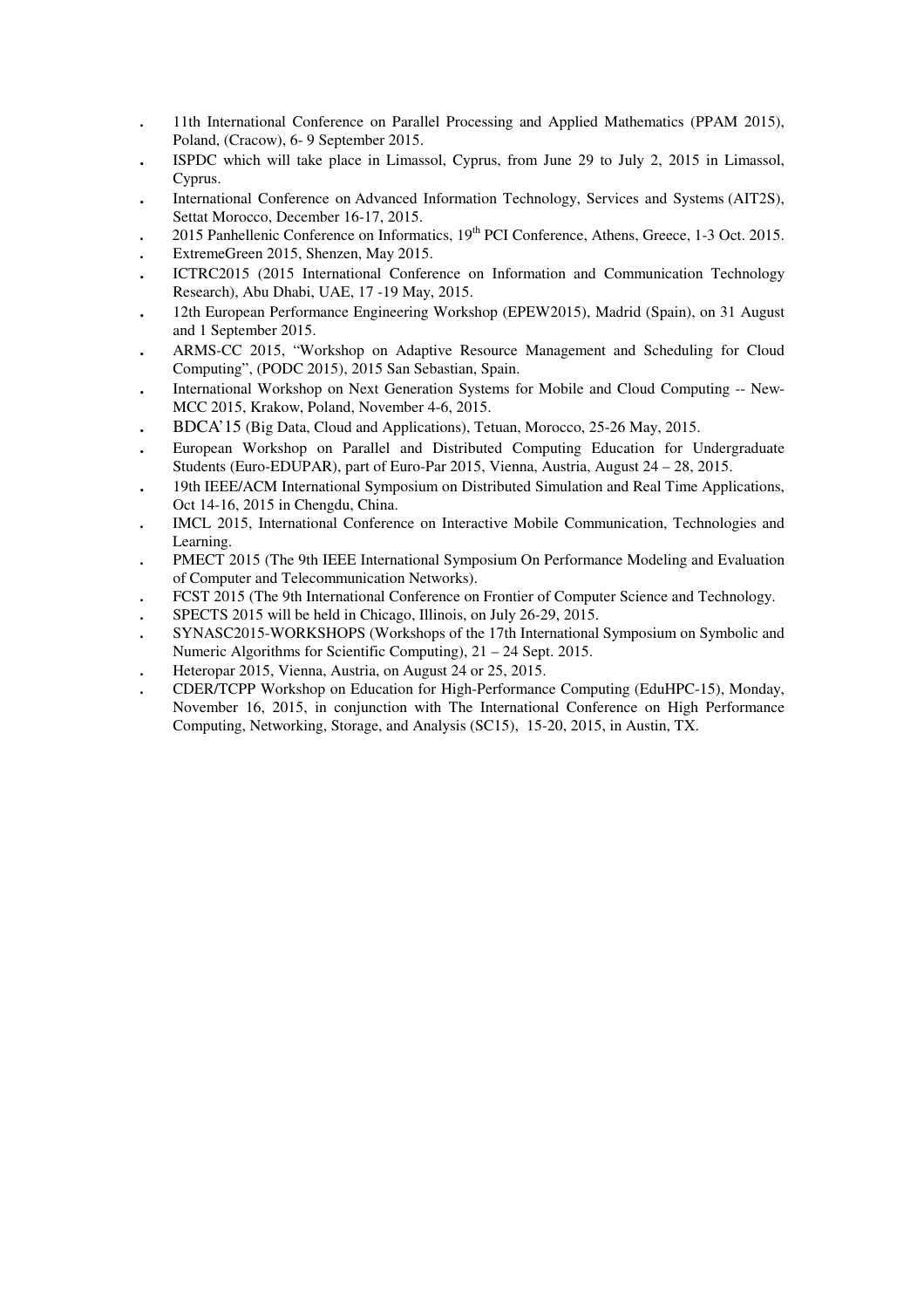- 11th International Conference on Parallel Processing and Applied Mathematics (PPAM 2015), Poland, (Cracow), 6- 9 September 2015.
- ISPDC which will take place in Limassol, Cyprus, from June 29 to July 2, 2015 in Limassol, Cyprus.
- International Conference on Advanced Information Technology, Services and Systems (AIT2S), Settat Morocco, December 16-17, 2015.
- 2015 Panhellenic Conference on Informatics, 19th PCI Conference, Athens, Greece, 1-3 Oct. 2015.
- ExtremeGreen 2015, Shenzen, May 2015.
- ICTRC2015 (2015 International Conference on Information and Communication Technology Research), Abu Dhabi, UAE, 17 -19 May, 2015.
- 12th European Performance Engineering Workshop (EPEW2015), Madrid (Spain), on 31 August and 1 September 2015.
- ARMS-CC 2015, "Workshop on Adaptive Resource Management and Scheduling for Cloud Computing", (PODC 2015), 2015 San Sebastian, Spain.
- International Workshop on Next Generation Systems for Mobile and Cloud Computing -- New-MCC 2015, Krakow, Poland, November 4-6, 2015.
- BDCA'15 (Big Data, Cloud and Applications), Tetuan, Morocco, 25-26 May, 2015.
- European Workshop on Parallel and Distributed Computing Education for Undergraduate Students (Euro-EDUPAR), part of Euro-Par 2015, Vienna, Austria, August 24 – 28, 2015.
- 19th IEEE/ACM International Symposium on Distributed Simulation and Real Time Applications, Oct 14-16, 2015 in Chengdu, China.
- IMCL 2015, International Conference on Interactive Mobile Communication, Technologies and Learning.
- PMECT 2015 (The 9th IEEE International Symposium On Performance Modeling and Evaluation of Computer and Telecommunication Networks).
- FCST 2015 (The 9th International Conference on Frontier of Computer Science and Technology.
- SPECTS 2015 will be held in Chicago, Illinois, on July 26-29, 2015.
- SYNASC2015-WORKSHOPS (Workshops of the 17th International Symposium on Symbolic and Numeric Algorithms for Scientific Computing), 21 – 24 Sept. 2015.
- Heteropar 2015, Vienna, Austria, on August 24 or 25, 2015.
- CDER/TCPP Workshop on Education for High-Performance Computing (EduHPC-15), Monday, November 16, 2015, in conjunction with The International Conference on High Performance Computing, Networking, Storage, and Analysis (SC15), 15-20, 2015, in Austin, TX.